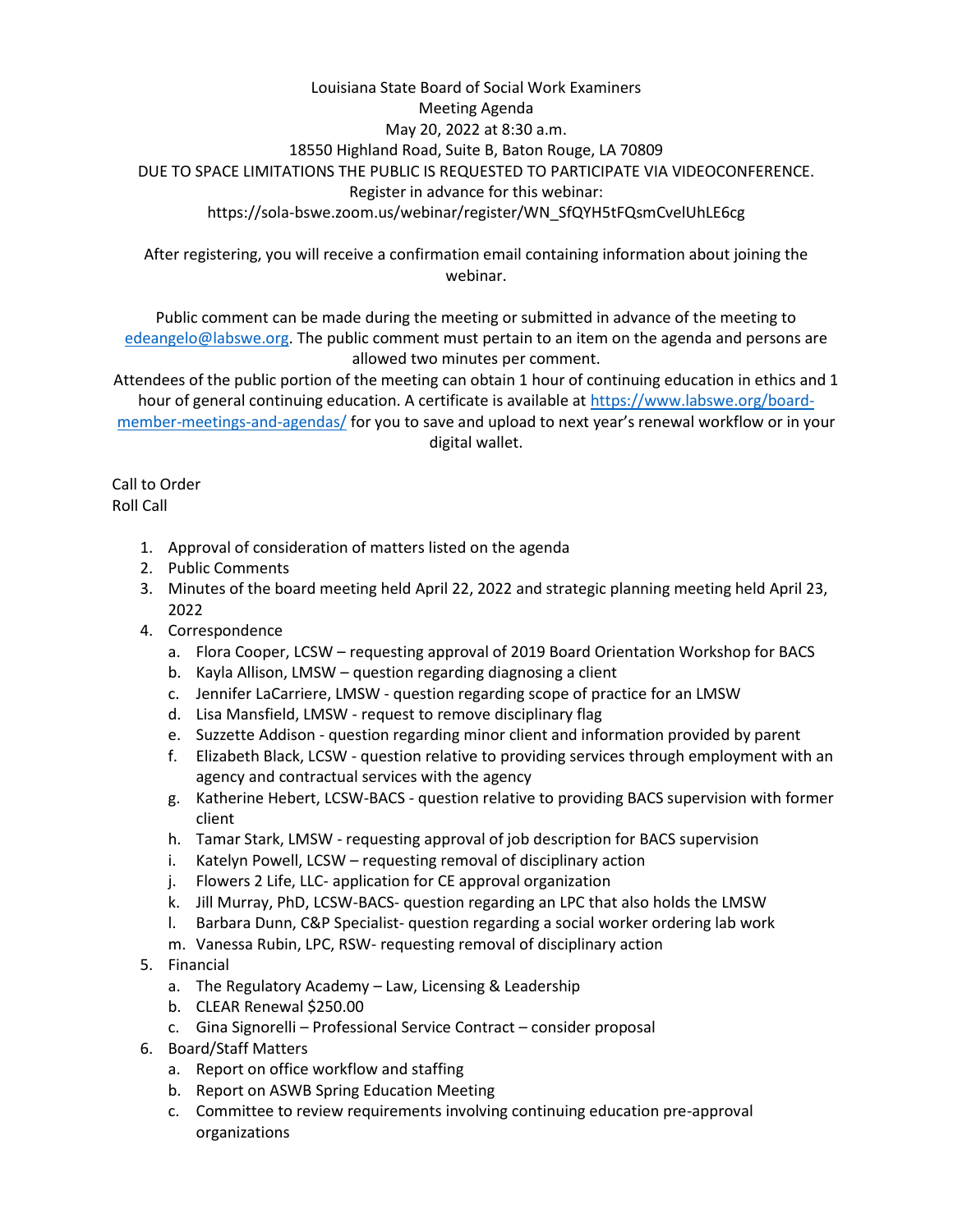Louisiana State Board of Social Work Examiners

Meeting Agenda

May 20, 2022 at 8:30 a.m.

18550 Highland Road, Suite B, Baton Rouge, LA 70809

DUE TO SPACE LIMITATIONS THE PUBLIC IS REQUESTED TO PARTICIPATE VIA VIDEOCONFERENCE.

Register in advance for this webinar:

https://sola-bswe.zoom.us/webinar/register/WN_SfQYH5tFQsmCvelUhLE6cg

After registering, you will receive a confirmation email containing information about joining the webinar.

Public comment can be made during the meeting or submitted in advance of the meeting to edeangelo@labswe.org. The public comment must pertain to an item on the agenda and persons are allowed two minutes per comment.

Attendees of the public portion of the meeting can obtain 1 hour of continuing education in ethics and 1 hour of general continuing education. A certificate is available at https://www.labswe.org/board-member-meetings-and-agendas/ for you to save and upload to next year's renewal workflow or in your digital wallet.

Call to Order

Roll Call

1. Approval of consideration of matters listed on the agenda
2. Public Comments
3. Minutes of the board meeting held April 22, 2022 and strategic planning meeting held April 23, 2022
4. Correspondence
   a. Flora Cooper, LCSW – requesting approval of 2019 Board Orientation Workshop for BACS
   b. Kayla Allison, LMSW – question regarding diagnosing a client
   c. Jennifer LaCarriere, LMSW - question regarding scope of practice for an LMSW
   d. Lisa Mansfield, LMSW - request to remove disciplinary flag
   e. Suzzette Addison - question regarding minor client and information provided by parent
   f. Elizabeth Black, LCSW - question relative to providing services through employment with an agency and contractual services with the agency
   g. Katherine Hebert, LCSW-BACS - question relative to providing BACS supervision with former client
   h. Tamar Stark, LMSW - requesting approval of job description for BACS supervision
   i. Katelyn Powell, LCSW – requesting removal of disciplinary action
   j. Flowers 2 Life, LLC- application for CE approval organization
   k. Jill Murray, PhD, LCSW-BACS- question regarding an LPC that also holds the LMSW
   l. Barbara Dunn, C&P Specialist- question regarding a social worker ordering lab work
   m. Vanessa Rubin, LPC, RSW- requesting removal of disciplinary action
5. Financial
   a. The Regulatory Academy – Law, Licensing & Leadership
   b. CLEAR Renewal $250.00
   c. Gina Signorelli – Professional Service Contract – consider proposal
6. Board/Staff Matters
   a. Report on office workflow and staffing
   b. Report on ASWB Spring Education Meeting
   c. Committee to review requirements involving continuing education pre-approval organizations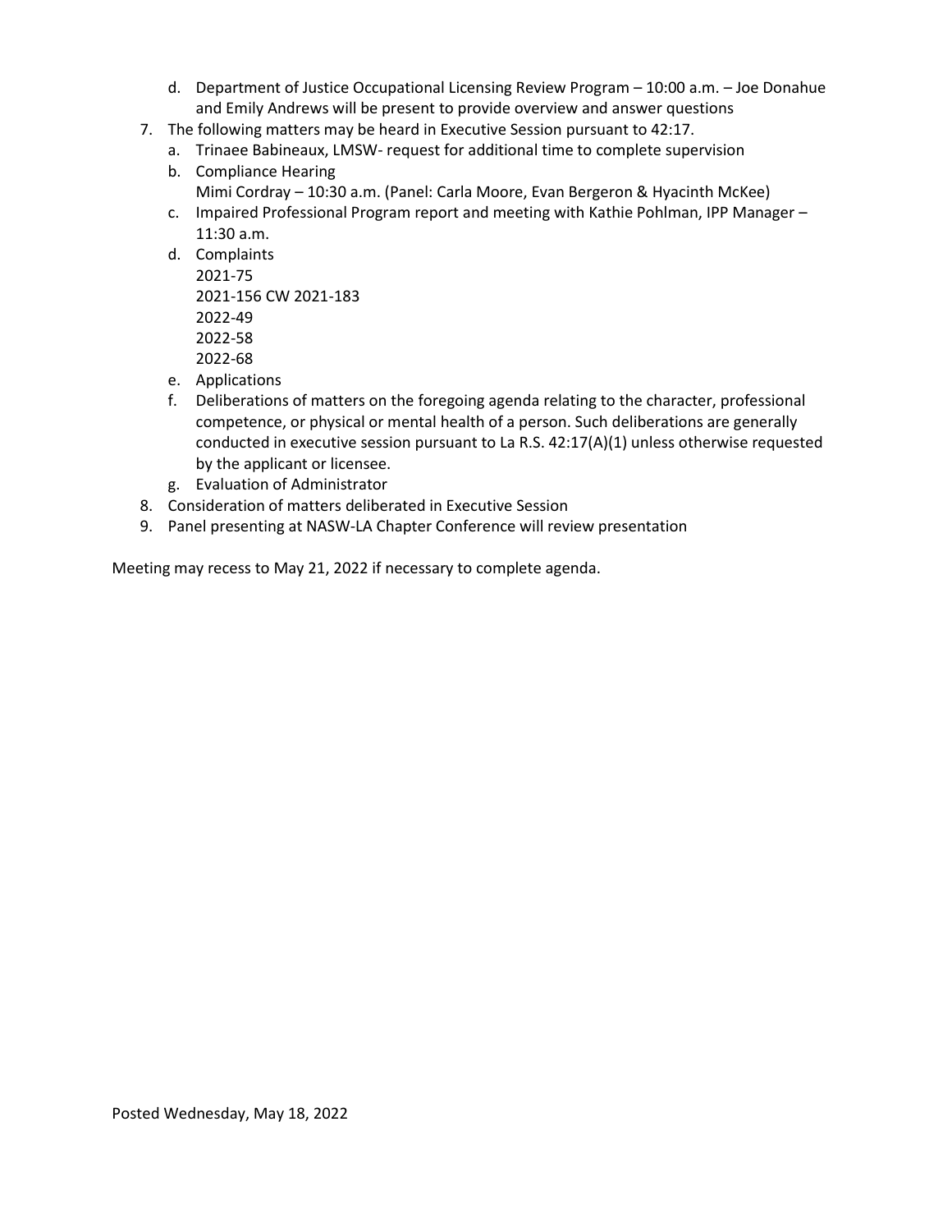d. Department of Justice Occupational Licensing Review Program – 10:00 a.m. – Joe Donahue and Emily Andrews will be present to provide overview and answer questions

7. The following matters may be heard in Executive Session pursuant to 42:17.
   a. Trinaee Babineaux, LMSW- request for additional time to complete supervision
   b. Compliance Hearing
      Mimi Cordray – 10:30 a.m. (Panel: Carla Moore, Evan Bergeron & Hyacinth McKee)
   c. Impaired Professional Program report and meeting with Kathie Pohlman, IPP Manager – 11:30 a.m.
   d. Complaints
      2021-75
      2021-156 CW 2021-183
      2022-49
      2022-58
      2022-68
   e. Applications
   f. Deliberations of matters on the foregoing agenda relating to the character, professional competence, or physical or mental health of a person. Such deliberations are generally conducted in executive session pursuant to La R.S. 42:17(A)(1) unless otherwise requested by the applicant or licensee.
   g. Evaluation of Administrator
8. Consideration of matters deliberated in Executive Session
9. Panel presenting at NASW-LA Chapter Conference will review presentation

Meeting may recess to May 21, 2022 if necessary to complete agenda.

Posted Wednesday, May 18, 2022